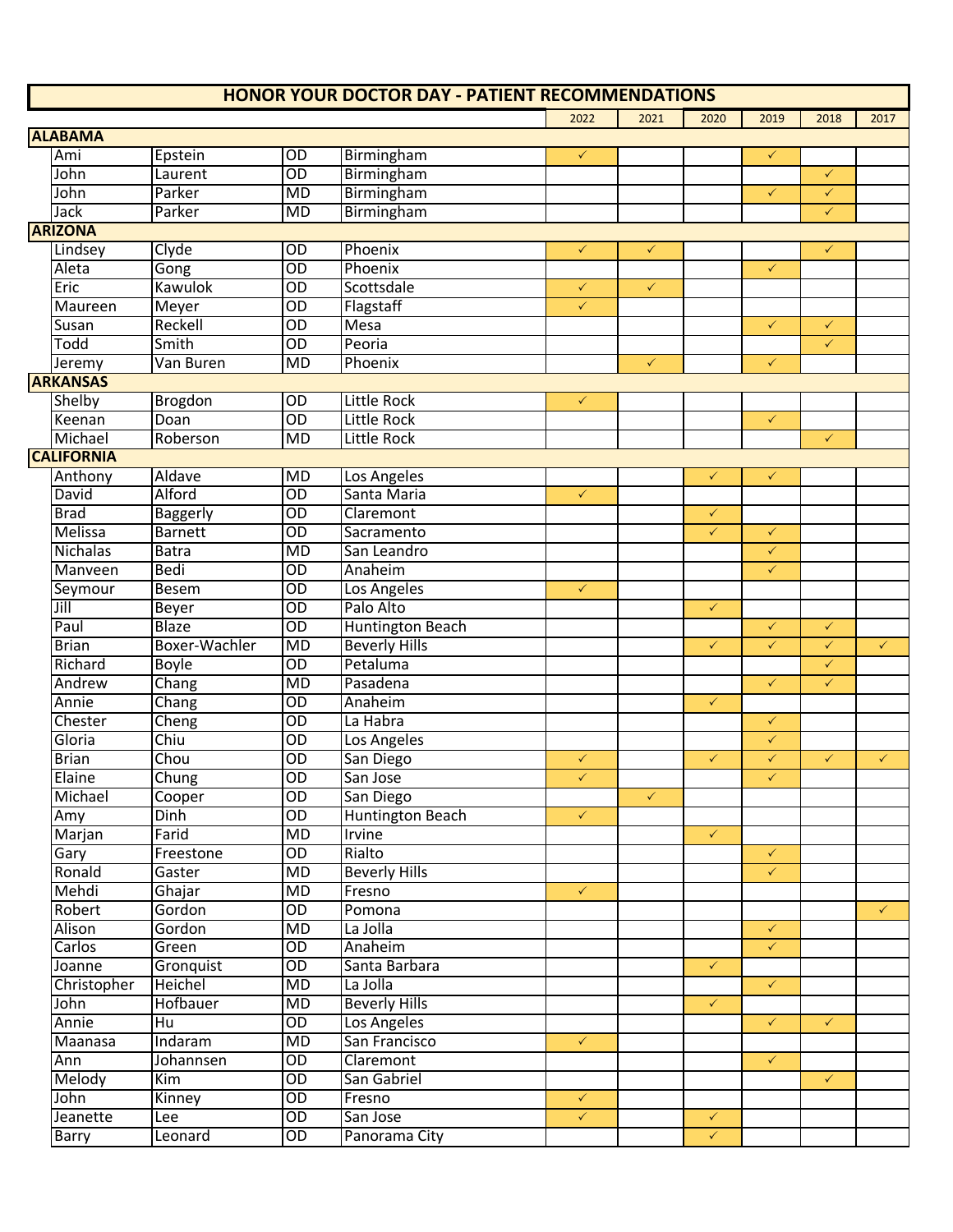# HONOR YOUR DOCTOR DAY - PATIENT RECOMMENDATIONS

| | | | | 2022 | 2021 | 2020 | 2019 | 2018 | 2017 |
|---|---|---|---|---|---|---|---|---|---|
| **ALABAMA** | | | | | | | | | |
| Ami | Epstein | OD | Birmingham | ✓ | | | ✓ | | |
| John | Laurent | OD | Birmingham | | | | | ✓ | |
| John | Parker | MD | Birmingham | | | | ✓ | ✓ | |
| Jack | Parker | MD | Birmingham | | | | | ✓ | |
| **ARIZONA** | | | | | | | | | |
| Lindsey | Clyde | OD | Phoenix | ✓ | ✓ | | | ✓ | |
| Aleta | Gong | OD | Phoenix | | | | ✓ | | |
| Eric | Kawulok | OD | Scottsdale | ✓ | ✓ | | | | |
| Maureen | Meyer | OD | Flagstaff | ✓ | | | | | |
| Susan | Reckell | OD | Mesa | | | | ✓ | ✓ | |
| Todd | Smith | OD | Peoria | | | | | ✓ | |
| Jeremy | Van Buren | MD | Phoenix | | ✓ | | ✓ | | |
| **ARKANSAS** | | | | | | | | | |
| Shelby | Brogdon | OD | Little Rock | ✓ | | | | | |
| Keenan | Doan | OD | Little Rock | | | | ✓ | | |
| Michael | Roberson | MD | Little Rock | | | | | ✓ | |
| **CALIFORNIA** | | | | | | | | | |
| Anthony | Aldave | MD | Los Angeles | | | ✓ | ✓ | | |
| David | Alford | OD | Santa Maria | ✓ | | | | | |
| Brad | Baggerly | OD | Claremont | | | ✓ | | | |
| Melissa | Barnett | OD | Sacramento | | | ✓ | ✓ | | |
| Nichalas | Batra | MD | San Leandro | | | | ✓ | | |
| Manveen | Bedi | OD | Anaheim | | | | ✓ | | |
| Seymour | Besem | OD | Los Angeles | ✓ | | | | | |
| Jill | Beyer | OD | Palo Alto | | | ✓ | | | |
| Paul | Blaze | OD | Huntington Beach | | | | ✓ | ✓ | |
| Brian | Boxer-Wachler | MD | Beverly Hills | | | ✓ | ✓ | ✓ | ✓ |
| Richard | Boyle | OD | Petaluma | | | | | ✓ | |
| Andrew | Chang | MD | Pasadena | | | | ✓ | ✓ | |
| Annie | Chang | OD | Anaheim | | | ✓ | | | |
| Chester | Cheng | OD | La Habra | | | | ✓ | | |
| Gloria | Chiu | OD | Los Angeles | | | | ✓ | | |
| Brian | Chou | OD | San Diego | ✓ | | ✓ | ✓ | ✓ | ✓ |
| Elaine | Chung | OD | San Jose | ✓ | | | ✓ | | |
| Michael | Cooper | OD | San Diego | | ✓ | | | | |
| Amy | Dinh | OD | Huntington Beach | ✓ | | | | | |
| Marjan | Farid | MD | Irvine | | | ✓ | | | |
| Gary | Freestone | OD | Rialto | | | | ✓ | | |
| Ronald | Gaster | MD | Beverly Hills | | | | ✓ | | |
| Mehdi | Ghajar | MD | Fresno | ✓ | | | | | |
| Robert | Gordon | OD | Pomona | | | | | | ✓ |
| Alison | Gordon | MD | La Jolla | | | | ✓ | | |
| Carlos | Green | OD | Anaheim | | | | ✓ | | |
| Joanne | Gronquist | OD | Santa Barbara | | | ✓ | | | |
| Christopher | Heichel | MD | La Jolla | | | | ✓ | | |
| John | Hofbauer | MD | Beverly Hills | | | ✓ | | | |
| Annie | Hu | OD | Los Angeles | | | | ✓ | ✓ | |
| Maanasa | Indaram | MD | San Francisco | ✓ | | | | | |
| Ann | Johannsen | OD | Claremont | | | | ✓ | | |
| Melody | Kim | OD | San Gabriel | | | | | ✓ | |
| John | Kinney | OD | Fresno | ✓ | | | | | |
| Jeanette | Lee | OD | San Jose | ✓ | | ✓ | | | |
| Barry | Leonard | OD | Panorama City | | | ✓ | | | |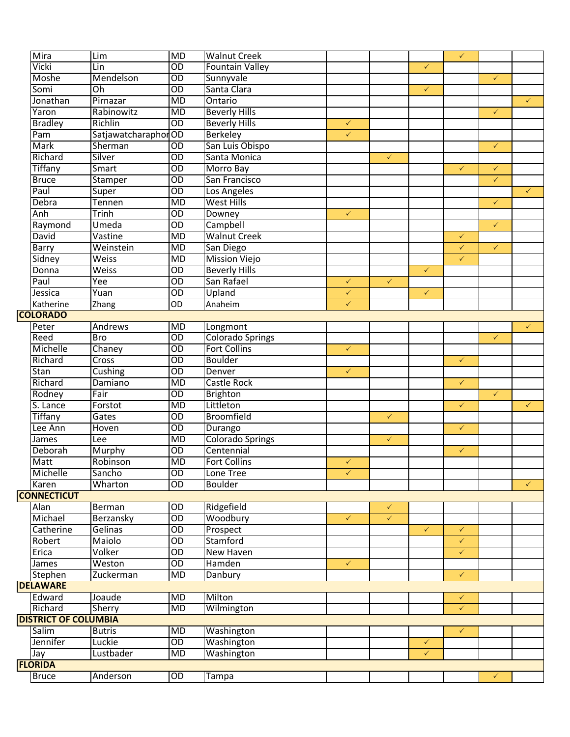| | | | | | | | | | |
|---|---|---|---|---|---|---|---|---|---|
| Mira | Lim | MD | Walnut Creek | | | | ✓ | | |
| Vicki | Lin | OD | Fountain Valley | | | ✓ | | | |
| Moshe | Mendelson | OD | Sunnyvale | | | | | ✓ | |
| Somi | Oh | OD | Santa Clara | | | ✓ | | | |
| Jonathan | Pirnazar | MD | Ontario | | | | | | ✓ |
| Yaron | Rabinowitz | MD | Beverly Hills | | | | | ✓ | |
| Bradley | Richlin | OD | Beverly Hills | ✓ | | | | | |
| Pam | Satjawatcharaphor | OD | Berkeley | ✓ | | | | | |
| Mark | Sherman | OD | San Luis Obispo | | | | | ✓ | |
| Richard | Silver | OD | Santa Monica | | ✓ | | | | |
| Tiffany | Smart | OD | Morro Bay | | | | ✓ | ✓ | |
| Bruce | Stamper | OD | San Francisco | | | | | ✓ | |
| Paul | Super | OD | Los Angeles | | | | | | ✓ |
| Debra | Tennen | MD | West Hills | | | | | ✓ | |
| Anh | Trinh | OD | Downey | ✓ | | | | | |
| Raymond | Umeda | OD | Campbell | | | | | ✓ | |
| David | Vastine | MD | Walnut Creek | | | | ✓ | | |
| Barry | Weinstein | MD | San Diego | | | | ✓ | ✓ | |
| Sidney | Weiss | MD | Mission Viejo | | | | ✓ | | |
| Donna | Weiss | OD | Beverly Hills | | | ✓ | | | |
| Paul | Yee | OD | San Rafael | ✓ | ✓ | | | | |
| Jessica | Yuan | OD | Upland | ✓ | | ✓ | | | |
| Katherine | Zhang | OD | Anaheim | ✓ | | | | | |
| **COLORADO** | | | | | | | | | |
| Peter | Andrews | MD | Longmont | | | | | | ✓ |
| Reed | Bro | OD | Colorado Springs | | | | | ✓ | |
| Michelle | Chaney | OD | Fort Collins | ✓ | | | | | |
| Richard | Cross | OD | Boulder | | | | ✓ | | |
| Stan | Cushing | OD | Denver | ✓ | | | | | |
| Richard | Damiano | MD | Castle Rock | | | | ✓ | | |
| Rodney | Fair | OD | Brighton | | | | | ✓ | |
| S. Lance | Forstot | MD | Littleton | | | | ✓ | | ✓ |
| Tiffany | Gates | OD | Broomfield | | ✓ | | | | |
| Lee Ann | Hoven | OD | Durango | | | | ✓ | | |
| James | Lee | MD | Colorado Springs | | ✓ | | | | |
| Deborah | Murphy | OD | Centennial | | | | ✓ | | |
| Matt | Robinson | MD | Fort Collins | ✓ | | | | | |
| Michelle | Sancho | OD | Lone Tree | ✓ | | | | | |
| Karen | Wharton | OD | Boulder | | | | | | ✓ |
| **CONNECTICUT** | | | | | | | | | |
| Alan | Berman | OD | Ridgefield | | ✓ | | | | |
| Michael | Berzansky | OD | Woodbury | ✓ | ✓ | | | | |
| Catherine | Gelinas | OD | Prospect | | | ✓ | ✓ | | |
| Robert | Maiolo | OD | Stamford | | | | ✓ | | |
| Erica | Volker | OD | New Haven | | | | ✓ | | |
| James | Weston | OD | Hamden | ✓ | | | | | |
| Stephen | Zuckerman | MD | Danbury | | | | ✓ | | |
| **DELAWARE** | | | | | | | | | |
| Edward | Joaude | MD | Milton | | | | ✓ | | |
| Richard | Sherry | MD | Wilmington | | | | ✓ | | |
| **DISTRICT OF COLUMBIA** | | | | | | | | | |
| Salim | Butris | MD | Washington | | | | ✓ | | |
| Jennifer | Luckie | OD | Washington | | | ✓ | | | |
| Jay | Lustbader | MD | Washington | | | ✓ | | | |
| **FLORIDA** | | | | | | | | | |
| Bruce | Anderson | OD | Tampa | | | | | ✓ | |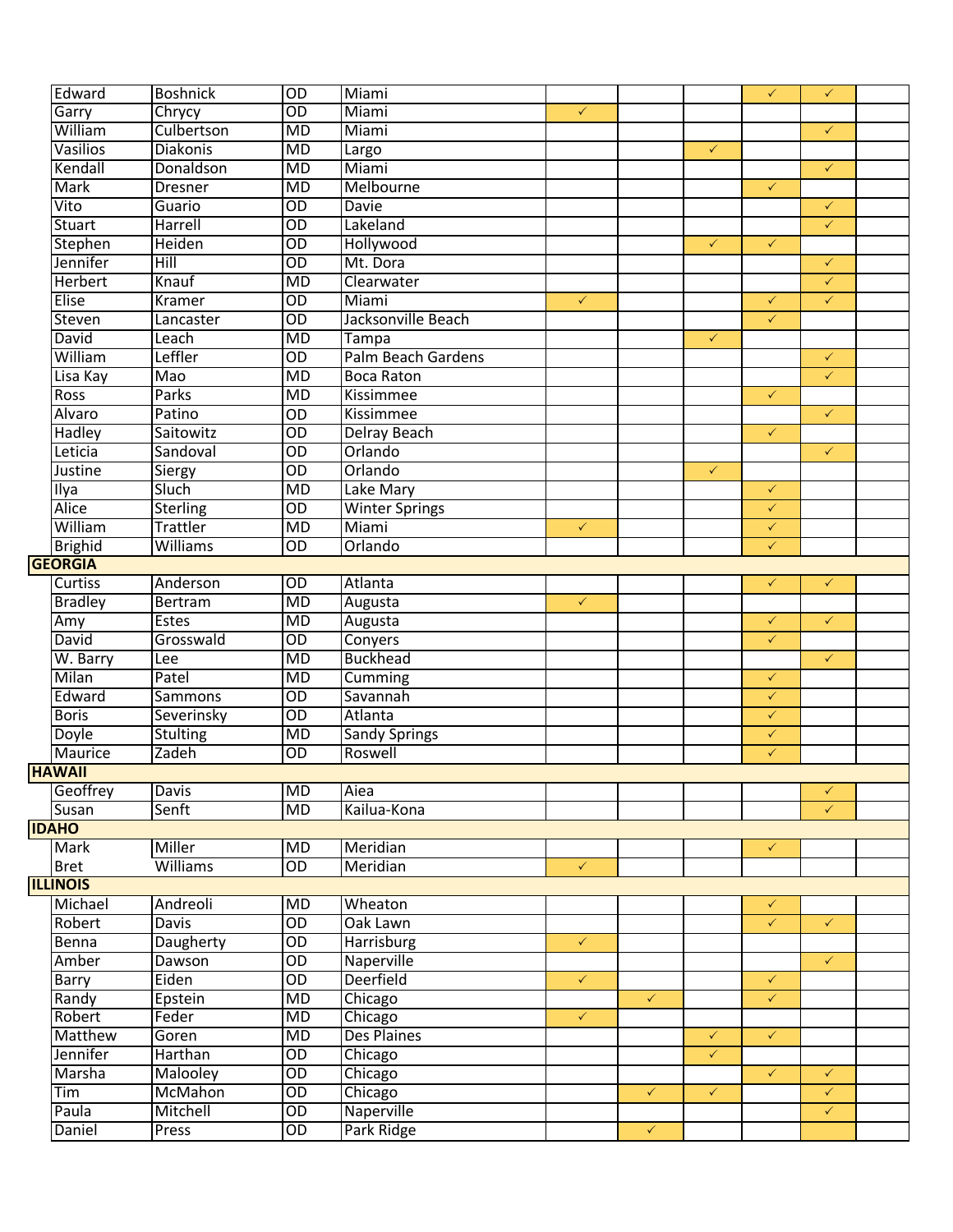| | | | | | | | | | |
|---|---|---|---|---|---|---|---|---|---|
| Edward | Boshnick | OD | Miami | | | | ✓ | ✓ | |
| Garry | Chrycy | OD | Miami | ✓ | | | | | |
| William | Culbertson | MD | Miami | | | | | ✓ | |
| Vasilios | Diakonis | MD | Largo | | | ✓ | | | |
| Kendall | Donaldson | MD | Miami | | | | | ✓ | |
| Mark | Dresner | MD | Melbourne | | | | ✓ | | |
| Vito | Guario | OD | Davie | | | | | ✓ | |
| Stuart | Harrell | OD | Lakeland | | | | | ✓ | |
| Stephen | Heiden | OD | Hollywood | | | ✓ | ✓ | | |
| Jennifer | Hill | OD | Mt. Dora | | | | | ✓ | |
| Herbert | Knauf | MD | Clearwater | | | | | ✓ | |
| Elise | Kramer | OD | Miami | ✓ | | | ✓ | ✓ | |
| Steven | Lancaster | OD | Jacksonville Beach | | | | ✓ | | |
| David | Leach | MD | Tampa | | | ✓ | | | |
| William | Leffler | OD | Palm Beach Gardens | | | | | ✓ | |
| Lisa Kay | Mao | MD | Boca Raton | | | | | ✓ | |
| Ross | Parks | MD | Kissimmee | | | | ✓ | | |
| Alvaro | Patino | OD | Kissimmee | | | | | ✓ | |
| Hadley | Saitowitz | OD | Delray Beach | | | | ✓ | | |
| Leticia | Sandoval | OD | Orlando | | | | | ✓ | |
| Justine | Siergy | OD | Orlando | | | ✓ | | | |
| Ilya | Sluch | MD | Lake Mary | | | | ✓ | | |
| Alice | Sterling | OD | Winter Springs | | | | ✓ | | |
| William | Trattler | MD | Miami | ✓ | | | ✓ | | |
| Brighid | Williams | OD | Orlando | | | | ✓ | | |
| **GEORGIA** | | | | | | | | | |
| Curtiss | Anderson | OD | Atlanta | | | | ✓ | ✓ | |
| Bradley | Bertram | MD | Augusta | ✓ | | | | | |
| Amy | Estes | MD | Augusta | | | | ✓ | ✓ | |
| David | Grosswald | OD | Conyers | | | | ✓ | | |
| W. Barry | Lee | MD | Buckhead | | | | | ✓ | |
| Milan | Patel | MD | Cumming | | | | ✓ | | |
| Edward | Sammons | OD | Savannah | | | | ✓ | | |
| Boris | Severinsky | OD | Atlanta | | | | ✓ | | |
| Doyle | Stulting | MD | Sandy Springs | | | | ✓ | | |
| Maurice | Zadeh | OD | Roswell | | | | ✓ | | |
| **HAWAII** | | | | | | | | | |
| Geoffrey | Davis | MD | Aiea | | | | | ✓ | |
| Susan | Senft | MD | Kailua-Kona | | | | | ✓ | |
| **IDAHO** | | | | | | | | | |
| Mark | Miller | MD | Meridian | | | | ✓ | | |
| Bret | Williams | OD | Meridian | ✓ | | | | | |
| **ILLINOIS** | | | | | | | | | |
| Michael | Andreoli | MD | Wheaton | | | | ✓ | | |
| Robert | Davis | OD | Oak Lawn | | | | ✓ | ✓ | |
| Benna | Daugherty | OD | Harrisburg | ✓ | | | | | |
| Amber | Dawson | OD | Naperville | | | | | ✓ | |
| Barry | Eiden | OD | Deerfield | ✓ | | | ✓ | | |
| Randy | Epstein | MD | Chicago | | ✓ | | ✓ | | |
| Robert | Feder | MD | Chicago | ✓ | | | | | |
| Matthew | Goren | MD | Des Plaines | | | ✓ | ✓ | | |
| Jennifer | Harthan | OD | Chicago | | | ✓ | | | |
| Marsha | Malooley | OD | Chicago | | | | ✓ | ✓ | |
| Tim | McMahon | OD | Chicago | | ✓ | ✓ | | ✓ | |
| Paula | Mitchell | OD | Naperville | | | | | ✓ | |
| Daniel | Press | OD | Park Ridge | | ✓ | | | | |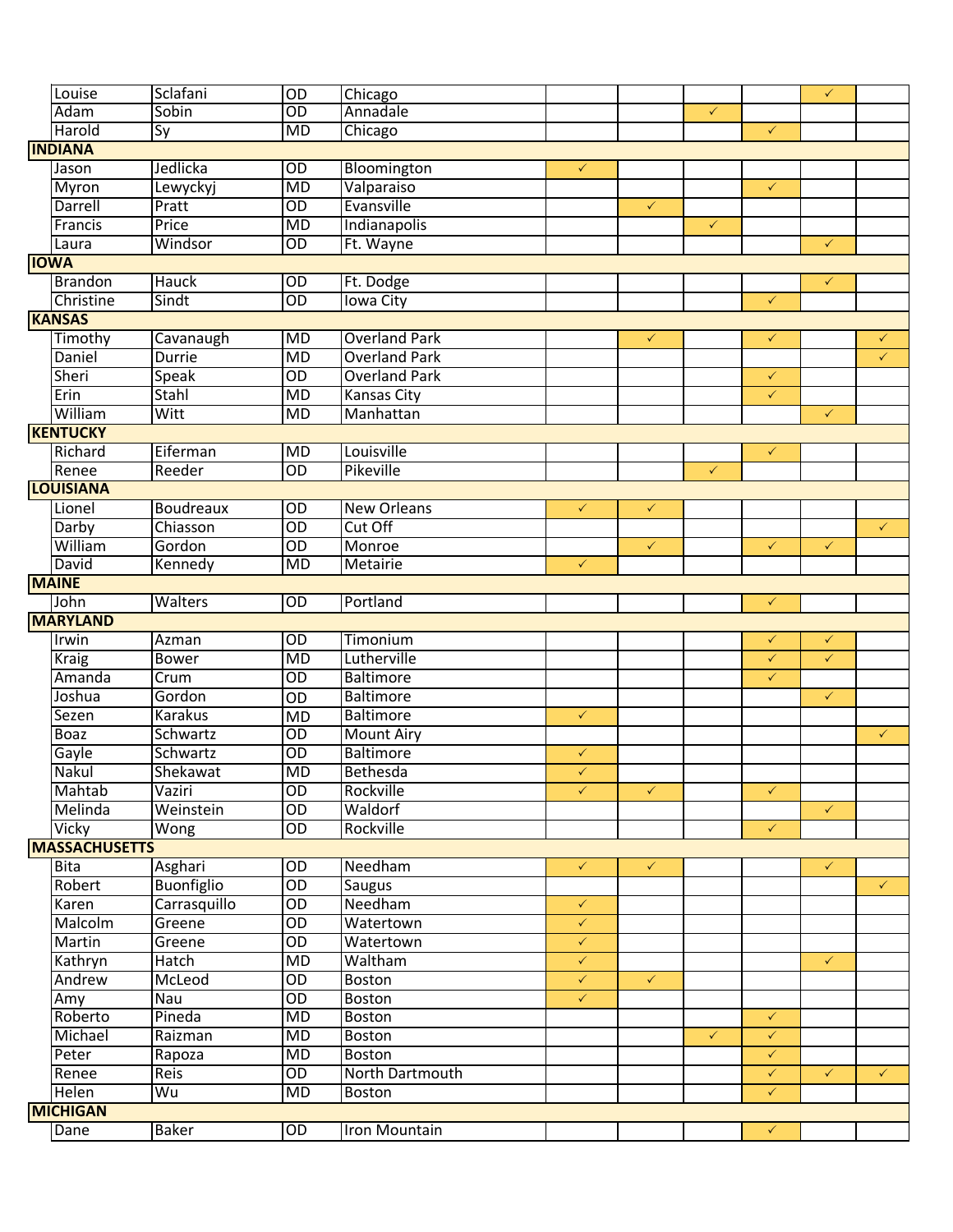| | | | | | | | | | |
|---|---|---|---|---|---|---|---|---|---|
| Louise | Sclafani | OD | Chicago | | | | | ✓ | |
| Adam | Sobin | OD | Annadale | | | ✓ | | | |
| Harold | Sy | MD | Chicago | | | | ✓ | | |
| **INDIANA** | | | | | | | | | |
| Jason | Jedlicka | OD | Bloomington | ✓ | | | | | |
| Myron | Lewyckyj | MD | Valparaiso | | | | ✓ | | |
| Darrell | Pratt | OD | Evansville | | ✓ | | | | |
| Francis | Price | MD | Indianapolis | | | ✓ | | | |
| Laura | Windsor | OD | Ft. Wayne | | | | | ✓ | |
| **IOWA** | | | | | | | | | |
| Brandon | Hauck | OD | Ft. Dodge | | | | | ✓ | |
| Christine | Sindt | OD | Iowa City | | | | ✓ | | |
| **KANSAS** | | | | | | | | | |
| Timothy | Cavanaugh | MD | Overland Park | | ✓ | | ✓ | | ✓ |
| Daniel | Durrie | MD | Overland Park | | | | | | ✓ |
| Sheri | Speak | OD | Overland Park | | | | ✓ | | |
| Erin | Stahl | MD | Kansas City | | | | ✓ | | |
| William | Witt | MD | Manhattan | | | | | ✓ | |
| **KENTUCKY** | | | | | | | | | |
| Richard | Eiferman | MD | Louisville | | | | ✓ | | |
| Renee | Reeder | OD | Pikeville | | | ✓ | | | |
| **LOUISIANA** | | | | | | | | | |
| Lionel | Boudreaux | OD | New Orleans | ✓ | ✓ | | | | |
| Darby | Chiasson | OD | Cut Off | | | | | | ✓ |
| William | Gordon | OD | Monroe | | ✓ | | ✓ | ✓ | |
| David | Kennedy | MD | Metairie | ✓ | | | | | |
| **MAINE** | | | | | | | | | |
| John | Walters | OD | Portland | | | | ✓ | | |
| **MARYLAND** | | | | | | | | | |
| Irwin | Azman | OD | Timonium | | | | ✓ | ✓ | |
| Kraig | Bower | MD | Lutherville | | | | ✓ | ✓ | |
| Amanda | Crum | OD | Baltimore | | | | ✓ | | |
| Joshua | Gordon | OD | Baltimore | | | | | ✓ | |
| Sezen | Karakus | MD | Baltimore | ✓ | | | | | |
| Boaz | Schwartz | OD | Mount Airy | | | | | | ✓ |
| Gayle | Schwartz | OD | Baltimore | ✓ | | | | | |
| Nakul | Shekawat | MD | Bethesda | ✓ | | | | | |
| Mahtab | Vaziri | OD | Rockville | ✓ | ✓ | | ✓ | | |
| Melinda | Weinstein | OD | Waldorf | | | | | ✓ | |
| Vicky | Wong | OD | Rockville | | | | ✓ | | |
| **MASSACHUSETTS** | | | | | | | | | |
| Bita | Asghari | OD | Needham | ✓ | ✓ | | | ✓ | |
| Robert | Buonfiglio | OD | Saugus | | | | | | ✓ |
| Karen | Carrasquillo | OD | Needham | ✓ | | | | | |
| Malcolm | Greene | OD | Watertown | ✓ | | | | | |
| Martin | Greene | OD | Watertown | ✓ | | | | | |
| Kathryn | Hatch | MD | Waltham | ✓ | | | | ✓ | |
| Andrew | McLeod | OD | Boston | ✓ | ✓ | | | | |
| Amy | Nau | OD | Boston | ✓ | | | | | |
| Roberto | Pineda | MD | Boston | | | | ✓ | | |
| Michael | Raizman | MD | Boston | | | ✓ | ✓ | | |
| Peter | Rapoza | MD | Boston | | | | ✓ | | |
| Renee | Reis | OD | North Dartmouth | | | | ✓ | ✓ | ✓ |
| Helen | Wu | MD | Boston | | | | ✓ | | |
| **MICHIGAN** | | | | | | | | | |
| Dane | Baker | OD | Iron Mountain | | | | ✓ | | |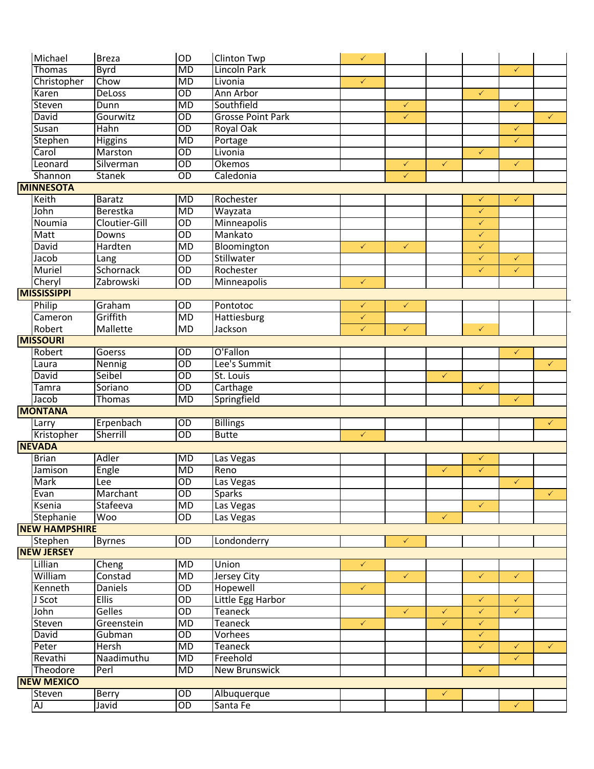| | | | | | | | | | |
|---|---|---|---|---|---|---|---|---|---|
| Michael | Breza | OD | Clinton Twp | ✓ | | | | | |
| Thomas | Byrd | MD | Lincoln Park | | | | | ✓ | |
| Christopher | Chow | MD | Livonia | ✓ | | | | | |
| Karen | DeLoss | OD | Ann Arbor | | | | ✓ | | |
| Steven | Dunn | MD | Southfield | | ✓ | | | ✓ | |
| David | Gourwitz | OD | Grosse Point Park | | ✓ | | | | ✓ |
| Susan | Hahn | OD | Royal Oak | | | | | ✓ | |
| Stephen | Higgins | MD | Portage | | | | | ✓ | |
| Carol | Marston | OD | Livonia | | | | ✓ | | |
| Leonard | Silverman | OD | Okemos | | ✓ | ✓ | | ✓ | |
| Shannon | Stanek | OD | Caledonia | | ✓ | | | | |
| **MINNESOTA** | | | | | | | | | |
| Keith | Baratz | MD | Rochester | | | | ✓ | ✓ | |
| John | Berestka | MD | Wayzata | | | | ✓ | | |
| Noumia | Cloutier-Gill | OD | Minneapolis | | | | ✓ | | |
| Matt | Downs | OD | Mankato | | | | ✓ | | |
| David | Hardten | MD | Bloomington | ✓ | ✓ | | ✓ | | |
| Jacob | Lang | OD | Stillwater | | | | ✓ | ✓ | |
| Muriel | Schornack | OD | Rochester | | | | ✓ | ✓ | |
| Cheryl | Zabrowski | OD | Minneapolis | ✓ | | | | | |
| **MISSISSIPPI** | | | | | | | | | |
| Philip | Graham | OD | Pontotoc | ✓ | ✓ | | | | |
| Cameron | Griffith | MD | Hattiesburg | ✓ | | | | | |
| Robert | Mallette | MD | Jackson | ✓ | ✓ | | ✓ | | |
| **MISSOURI** | | | | | | | | | |
| Robert | Goerss | OD | O'Fallon | | | | | ✓ | |
| Laura | Nennig | OD | Lee's Summit | | | | | | ✓ |
| David | Seibel | OD | St. Louis | | | ✓ | | | |
| Tamra | Soriano | OD | Carthage | | | | ✓ | | |
| Jacob | Thomas | MD | Springfield | | | | | ✓ | |
| **MONTANA** | | | | | | | | | |
| Larry | Erpenbach | OD | Billings | | | | | | ✓ |
| Kristopher | Sherrill | OD | Butte | ✓ | | | | | |
| **NEVADA** | | | | | | | | | |
| Brian | Adler | MD | Las Vegas | | | | ✓ | | |
| Jamison | Engle | MD | Reno | | | ✓ | ✓ | | |
| Mark | Lee | OD | Las Vegas | | | | | ✓ | |
| Evan | Marchant | OD | Sparks | | | | | | ✓ |
| Ksenia | Stafeeva | MD | Las Vegas | | | | ✓ | | |
| Stephanie | Woo | OD | Las Vegas | | | ✓ | | | |
| **NEW HAMPSHIRE** | | | | | | | | | |
| Stephen | Byrnes | OD | Londonderry | | ✓ | | | | |
| **NEW JERSEY** | | | | | | | | | |
| Lillian | Cheng | MD | Union | ✓ | | | | | |
| William | Constad | MD | Jersey City | | ✓ | | ✓ | ✓ | |
| Kenneth | Daniels | OD | Hopewell | ✓ | | | | | |
| J Scot | Ellis | OD | Little Egg Harbor | | | | ✓ | ✓ | |
| John | Gelles | OD | Teaneck | | ✓ | ✓ | ✓ | ✓ | |
| Steven | Greenstein | MD | Teaneck | ✓ | | ✓ | ✓ | | |
| David | Gubman | OD | Vorhees | | | | ✓ | | |
| Peter | Hersh | MD | Teaneck | | | | ✓ | ✓ | ✓ |
| Revathi | Naadimuthu | MD | Freehold | | | | | ✓ | |
| Theodore | Perl | MD | New Brunswick | | | | ✓ | | |
| **NEW MEXICO** | | | | | | | | | |
| Steven | Berry | OD | Albuquerque | | | ✓ | | | |
| AJ | Javid | OD | Santa Fe | | | | | ✓ | |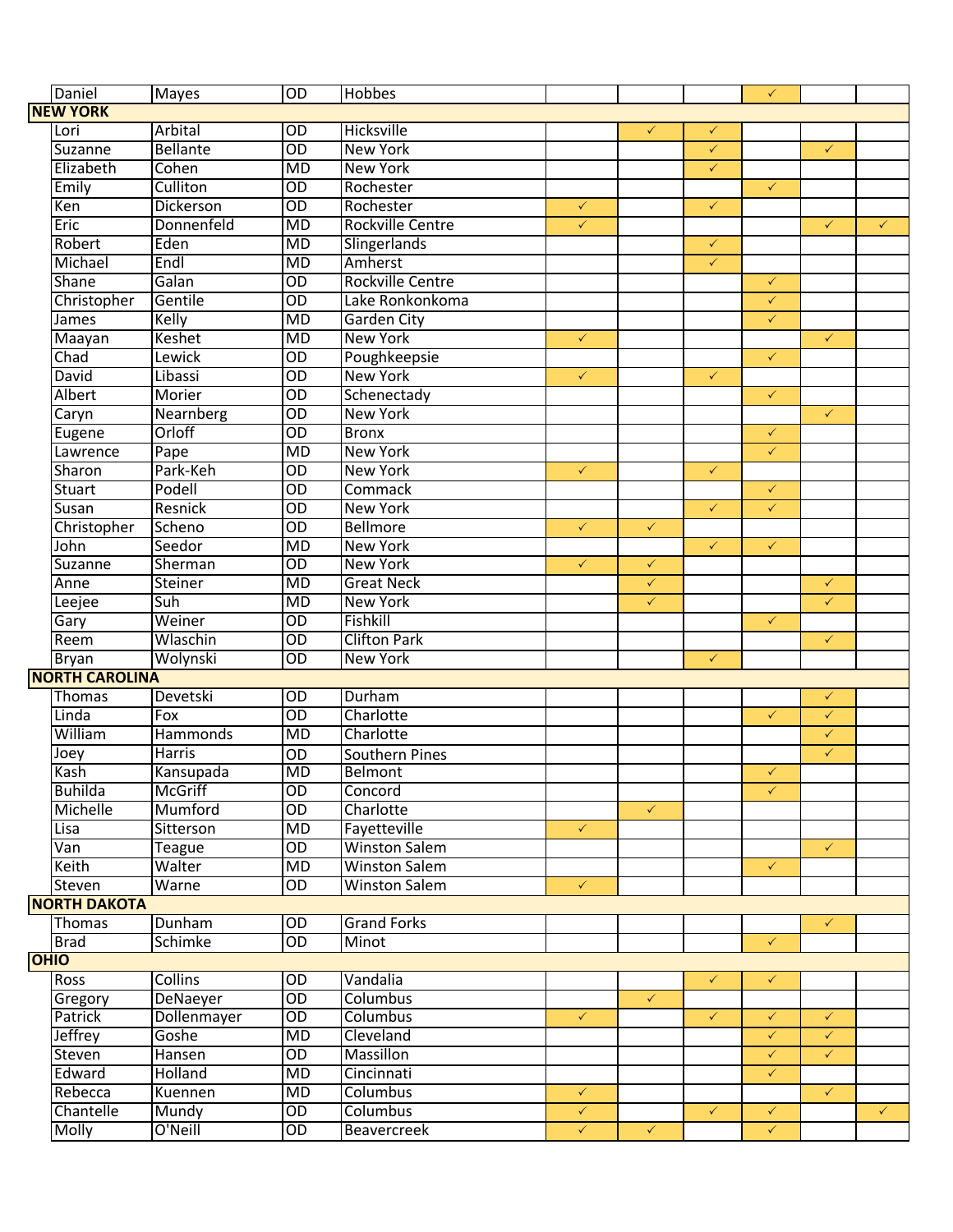| | | | | | | | | | |
|---|---|---|---|---|---|---|---|---|---|
| Daniel | Mayes | OD | Hobbes | | | | ✓ | | |
| **NEW YORK** | | | | | | | | | |
| Lori | Arbital | OD | Hicksville | | ✓ | ✓ | | | |
| Suzanne | Bellante | OD | New York | | | ✓ | | ✓ | |
| Elizabeth | Cohen | MD | New York | | | ✓ | | | |
| Emily | Culliton | OD | Rochester | | | | ✓ | | |
| Ken | Dickerson | OD | Rochester | ✓ | | ✓ | | | |
| Eric | Donnenfeld | MD | Rockville Centre | ✓ | | | | ✓ | ✓ |
| Robert | Eden | MD | Slingerlands | | | ✓ | | | |
| Michael | Endl | MD | Amherst | | | ✓ | | | |
| Shane | Galan | OD | Rockville Centre | | | | ✓ | | |
| Christopher | Gentile | OD | Lake Ronkonkoma | | | | ✓ | | |
| James | Kelly | MD | Garden City | | | | ✓ | | |
| Maayan | Keshet | MD | New York | ✓ | | | | ✓ | |
| Chad | Lewick | OD | Poughkeepsie | | | | ✓ | | |
| David | Libassi | OD | New York | ✓ | | ✓ | | | |
| Albert | Morier | OD | Schenectady | | | | ✓ | | |
| Caryn | Nearnberg | OD | New York | | | | | ✓ | |
| Eugene | Orloff | OD | Bronx | | | | ✓ | | |
| Lawrence | Pape | MD | New York | | | | ✓ | | |
| Sharon | Park-Keh | OD | New York | ✓ | | ✓ | | | |
| Stuart | Podell | OD | Commack | | | | ✓ | | |
| Susan | Resnick | OD | New York | | | ✓ | ✓ | | |
| Christopher | Scheno | OD | Bellmore | ✓ | ✓ | | | | |
| John | Seedor | MD | New York | | | ✓ | ✓ | | |
| Suzanne | Sherman | OD | New York | ✓ | ✓ | | | | |
| Anne | Steiner | MD | Great Neck | | ✓ | | | ✓ | |
| Leejee | Suh | MD | New York | | ✓ | | | ✓ | |
| Gary | Weiner | OD | Fishkill | | | | ✓ | | |
| Reem | Wlaschin | OD | Clifton Park | | | | | ✓ | |
| Bryan | Wolynski | OD | New York | | | ✓ | | | |
| **NORTH CAROLINA** | | | | | | | | | |
| Thomas | Devetski | OD | Durham | | | | | ✓ | |
| Linda | Fox | OD | Charlotte | | | | ✓ | ✓ | |
| William | Hammonds | MD | Charlotte | | | | | ✓ | |
| Joey | Harris | OD | Southern Pines | | | | | ✓ | |
| Kash | Kansupada | MD | Belmont | | | | ✓ | | |
| Buhilda | McGriff | OD | Concord | | | | ✓ | | |
| Michelle | Mumford | OD | Charlotte | | ✓ | | | | |
| Lisa | Sitterson | MD | Fayetteville | ✓ | | | | | |
| Van | Teague | OD | Winston Salem | | | | | ✓ | |
| Keith | Walter | MD | Winston Salem | | | | ✓ | | |
| Steven | Warne | OD | Winston Salem | ✓ | | | | | |
| **NORTH DAKOTA** | | | | | | | | | |
| Thomas | Dunham | OD | Grand Forks | | | | | ✓ | |
| Brad | Schimke | OD | Minot | | | | ✓ | | |
| **OHIO** | | | | | | | | | |
| Ross | Collins | OD | Vandalia | | | ✓ | ✓ | | |
| Gregory | DeNaeyer | OD | Columbus | | ✓ | | | | |
| Patrick | Dollenmayer | OD | Columbus | ✓ | | ✓ | ✓ | ✓ | |
| Jeffrey | Goshe | MD | Cleveland | | | | ✓ | ✓ | |
| Steven | Hansen | OD | Massillon | | | | ✓ | ✓ | |
| Edward | Holland | MD | Cincinnati | | | | ✓ | | |
| Rebecca | Kuennen | MD | Columbus | ✓ | | | | ✓ | |
| Chantelle | Mundy | OD | Columbus | ✓ | | ✓ | ✓ | | ✓ |
| Molly | O'Neill | OD | Beavercreek | ✓ | ✓ | | ✓ | | |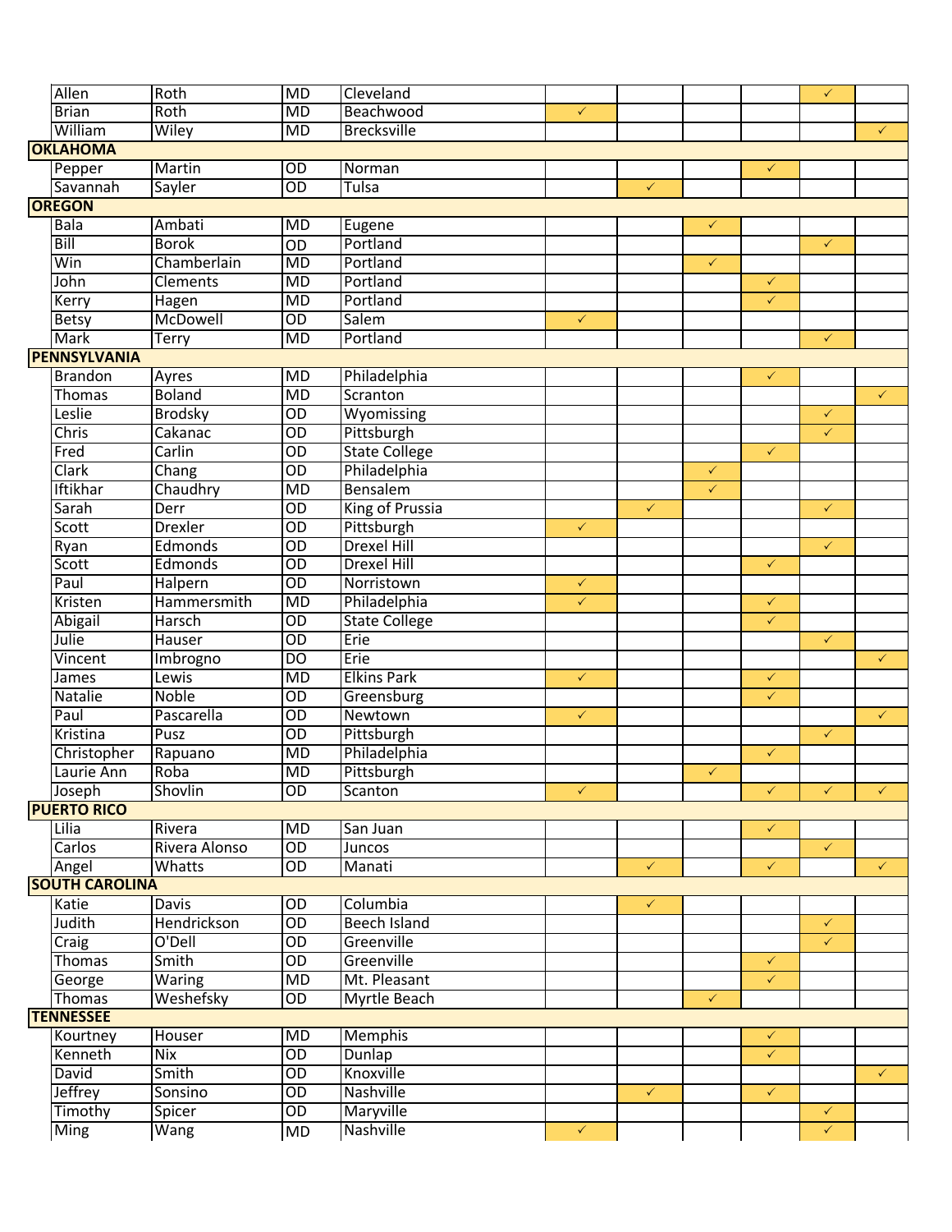| | | | | | | | | | |
|---|---|---|---|---|---|---|---|---|---|
| Allen | Roth | MD | Cleveland | | | | | ✓ | |
| Brian | Roth | MD | Beachwood | ✓ | | | | | |
| William | Wiley | MD | Brecksville | | | | | | ✓ |
| **OKLAHOMA** | | | | | | | | | |
| Pepper | Martin | OD | Norman | | | | ✓ | | |
| Savannah | Sayler | OD | Tulsa | | ✓ | | | | |
| **OREGON** | | | | | | | | | |
| Bala | Ambati | MD | Eugene | | | ✓ | | | |
| Bill | Borok | OD | Portland | | | | | ✓ | |
| Win | Chamberlain | MD | Portland | | | ✓ | | | |
| John | Clements | MD | Portland | | | | ✓ | | |
| Kerry | Hagen | MD | Portland | | | | ✓ | | |
| Betsy | McDowell | OD | Salem | ✓ | | | | | |
| Mark | Terry | MD | Portland | | | | | ✓ | |
| **PENNSYLVANIA** | | | | | | | | | |
| Brandon | Ayres | MD | Philadelphia | | | | ✓ | | |
| Thomas | Boland | MD | Scranton | | | | | | ✓ |
| Leslie | Brodsky | OD | Wyomissing | | | | | ✓ | |
| Chris | Cakanac | OD | Pittsburgh | | | | | ✓ | |
| Fred | Carlin | OD | State College | | | | ✓ | | |
| Clark | Chang | OD | Philadelphia | | | ✓ | | | |
| Iftikhar | Chaudhry | MD | Bensalem | | | ✓ | | | |
| Sarah | Derr | OD | King of Prussia | | ✓ | | | ✓ | |
| Scott | Drexler | OD | Pittsburgh | ✓ | | | | | |
| Ryan | Edmonds | OD | Drexel Hill | | | | | ✓ | |
| Scott | Edmonds | OD | Drexel Hill | | | | ✓ | | |
| Paul | Halpern | OD | Norristown | ✓ | | | | | |
| Kristen | Hammersmith | MD | Philadelphia | ✓ | | | ✓ | | |
| Abigail | Harsch | OD | State College | | | | ✓ | | |
| Julie | Hauser | OD | Erie | | | | | ✓ | |
| Vincent | Imbrogno | DO | Erie | | | | | | ✓ |
| James | Lewis | MD | Elkins Park | ✓ | | | ✓ | | |
| Natalie | Noble | OD | Greensburg | | | | ✓ | | |
| Paul | Pascarella | OD | Newtown | ✓ | | | | | ✓ |
| Kristina | Pusz | OD | Pittsburgh | | | | | ✓ | |
| Christopher | Rapuano | MD | Philadelphia | | | | ✓ | | |
| Laurie Ann | Roba | MD | Pittsburgh | | | ✓ | | | |
| Joseph | Shovlin | OD | Scanton | ✓ | | | ✓ | ✓ | ✓ |
| **PUERTO RICO** | | | | | | | | | |
| Lilia | Rivera | MD | San Juan | | | | ✓ | | |
| Carlos | Rivera Alonso | OD | Juncos | | | | | ✓ | |
| Angel | Whatts | OD | Manati | | ✓ | | ✓ | | ✓ |
| **SOUTH CAROLINA** | | | | | | | | | |
| Katie | Davis | OD | Columbia | | ✓ | | | | |
| Judith | Hendrickson | OD | Beech Island | | | | | ✓ | |
| Craig | O'Dell | OD | Greenville | | | | | ✓ | |
| Thomas | Smith | OD | Greenville | | | | ✓ | | |
| George | Waring | MD | Mt. Pleasant | | | | ✓ | | |
| Thomas | Weshefsky | OD | Myrtle Beach | | | ✓ | | | |
| **TENNESSEE** | | | | | | | | | |
| Kourtney | Houser | MD | Memphis | | | | ✓ | | |
| Kenneth | Nix | OD | Dunlap | | | | ✓ | | |
| David | Smith | OD | Knoxville | | | | | | ✓ |
| Jeffrey | Sonsino | OD | Nashville | | ✓ | | ✓ | | |
| Timothy | Spicer | OD | Maryville | | | | | ✓ | |
| Ming | Wang | MD | Nashville | ✓ | | | | ✓ | |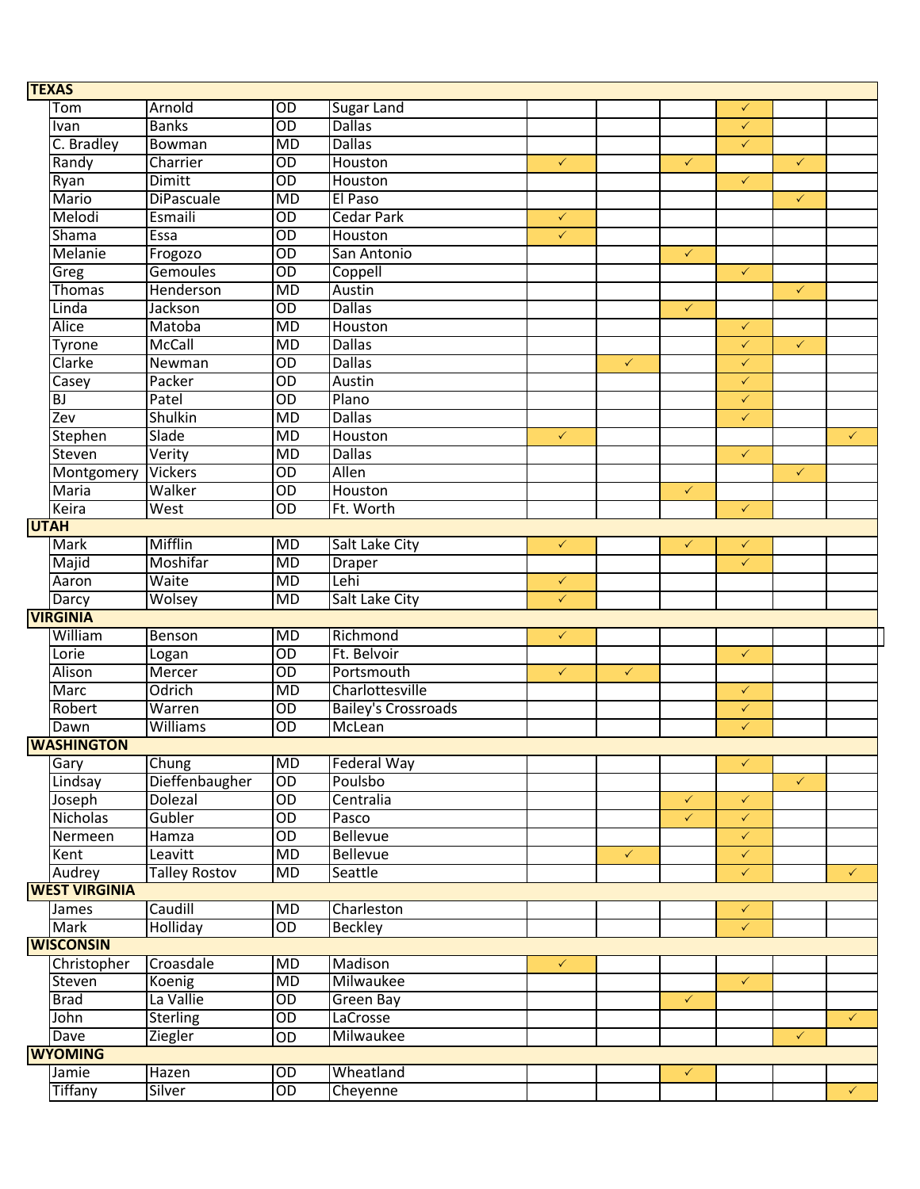| | | | | | | | | | |
|---|---|---|---|---|---|---|---|---|---|
| **TEXAS** | | | | | | | | | |
| Tom | Arnold | OD | Sugar Land | | | | ✓ | | |
| Ivan | Banks | OD | Dallas | | | | ✓ | | |
| C. Bradley | Bowman | MD | Dallas | | | | ✓ | | |
| Randy | Charrier | OD | Houston | ✓ | | ✓ | | ✓ | |
| Ryan | Dimitt | OD | Houston | | | | ✓ | | |
| Mario | DiPascuale | MD | El Paso | | | | | ✓ | |
| Melodi | Esmaili | OD | Cedar Park | ✓ | | | | | |
| Shama | Essa | OD | Houston | ✓ | | | | | |
| Melanie | Frogozo | OD | San Antonio | | | ✓ | | | |
| Greg | Gemoules | OD | Coppell | | | | ✓ | | |
| Thomas | Henderson | MD | Austin | | | | | ✓ | |
| Linda | Jackson | OD | Dallas | | | ✓ | | | |
| Alice | Matoba | MD | Houston | | | | ✓ | | |
| Tyrone | McCall | MD | Dallas | | | | ✓ | ✓ | |
| Clarke | Newman | OD | Dallas | | ✓ | | ✓ | | |
| Casey | Packer | OD | Austin | | | | ✓ | | |
| BJ | Patel | OD | Plano | | | | ✓ | | |
| Zev | Shulkin | MD | Dallas | | | | ✓ | | |
| Stephen | Slade | MD | Houston | ✓ | | | | | ✓ |
| Steven | Verity | MD | Dallas | | | | ✓ | | |
| Montgomery | Vickers | OD | Allen | | | | | ✓ | |
| Maria | Walker | OD | Houston | | | ✓ | | | |
| Keira | West | OD | Ft. Worth | | | | ✓ | | |
| **UTAH** | | | | | | | | | |
| Mark | Mifflin | MD | Salt Lake City | ✓ | | ✓ | ✓ | | |
| Majid | Moshifar | MD | Draper | | | | ✓ | | |
| Aaron | Waite | MD | Lehi | ✓ | | | | | |
| Darcy | Wolsey | MD | Salt Lake City | ✓ | | | | | |
| **VIRGINIA** | | | | | | | | | |
| William | Benson | MD | Richmond | ✓ | | | | | |
| Lorie | Logan | OD | Ft. Belvoir | | | | ✓ | | |
| Alison | Mercer | OD | Portsmouth | ✓ | ✓ | | | | |
| Marc | Odrich | MD | Charlottesville | | | | ✓ | | |
| Robert | Warren | OD | Bailey's Crossroads | | | | ✓ | | |
| Dawn | Williams | OD | McLean | | | | ✓ | | |
| **WASHINGTON** | | | | | | | | | |
| Gary | Chung | MD | Federal Way | | | | ✓ | | |
| Lindsay | Dieffenbaugher | OD | Poulsbo | | | | | ✓ | |
| Joseph | Dolezal | OD | Centralia | | | ✓ | ✓ | | |
| Nicholas | Gubler | OD | Pasco | | | ✓ | ✓ | | |
| Nermeen | Hamza | OD | Bellevue | | | | ✓ | | |
| Kent | Leavitt | MD | Bellevue | | ✓ | | ✓ | | |
| Audrey | Talley Rostov | MD | Seattle | | | | ✓ | | ✓ |
| **WEST VIRGINIA** | | | | | | | | | |
| James | Caudill | MD | Charleston | | | | ✓ | | |
| Mark | Holliday | OD | Beckley | | | | ✓ | | |
| **WISCONSIN** | | | | | | | | | |
| Christopher | Croasdale | MD | Madison | ✓ | | | | | |
| Steven | Koenig | MD | Milwaukee | | | | ✓ | | |
| Brad | La Vallie | OD | Green Bay | | | ✓ | | | |
| John | Sterling | OD | LaCrosse | | | | | | ✓ |
| Dave | Ziegler | OD | Milwaukee | | | | | ✓ | |
| **WYOMING** | | | | | | | | | |
| Jamie | Hazen | OD | Wheatland | | | ✓ | | | |
| Tiffany | Silver | OD | Cheyenne | | | | | | ✓ |